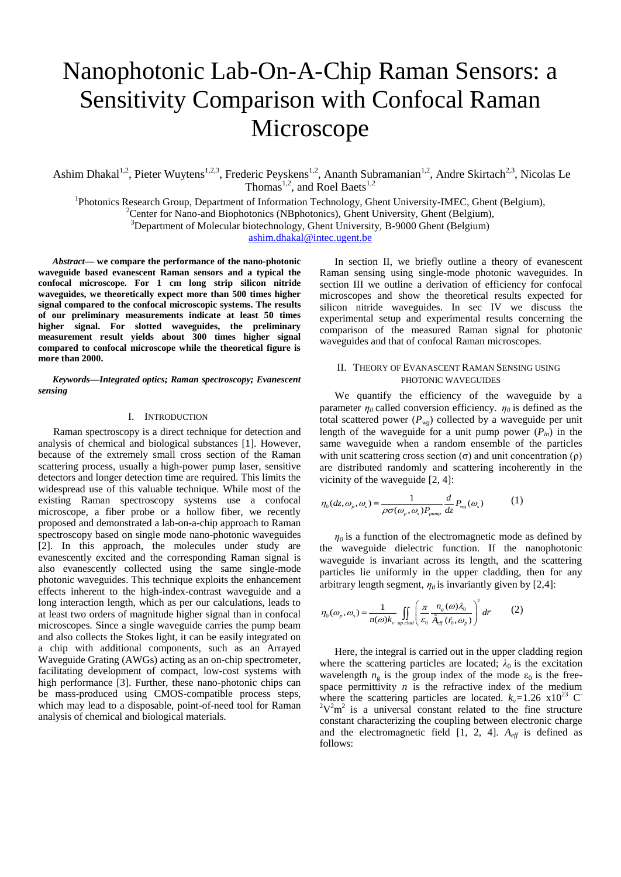# Nanophotonic Lab-On-A-Chip Raman Sensors: a Sensitivity Comparison with Confocal Raman Microscope

Ashim Dhakal[1,2], Pieter Wuytens[1,2,3], Frederic Peyskens[1,2], Ananth Subramanian[1,2], Andre Skirtach[2,3], Nicolas Le Thomas[1,2], and Roel Baets[1,2]

[1]Photonics Research Group, Department of Information Technology, Ghent University-IMEC, Ghent (Belgium),
[2]Center for Nano-and Biophotonics (NBphotonics), Ghent University, Ghent (Belgium),
[3]Department of Molecular biotechnology, Ghent University, B-9000 Ghent (Belgium)
ashim.dhakal@intec.ugent.be

***Abstract*— we compare the performance of the nano-photonic waveguide based evanescent Raman sensors and a typical the confocal microscope. For 1 cm long strip silicon nitride waveguides, we theoretically expect more than 500 times higher signal compared to the confocal microscopic systems. The results of our preliminary measurements indicate at least 50 times higher signal. For slotted waveguides, the preliminary measurement result yields about 300 times higher signal compared to confocal microscope while the theoretical figure is more than 2000.**

***Keywords*—Integrated optics; Raman spectroscopy; Evanescent sensing**

## I. Introduction

Raman spectroscopy is a direct technique for detection and analysis of chemical and biological substances [1]. However, because of the extremely small cross section of the Raman scattering process, usually a high-power pump laser, sensitive detectors and longer detection time are required. This limits the widespread use of this valuable technique. While most of the existing Raman spectroscopy systems use a confocal microscope, a fiber probe or a hollow fiber, we recently proposed and demonstrated a lab-on-a-chip approach to Raman spectroscopy based on single mode nano-photonic waveguides [2]. In this approach, the molecules under study are evanescently excited and the corresponding Raman signal is also evanescently collected using the same single-mode photonic waveguides. This technique exploits the enhancement effects inherent to the high-index-contrast waveguide and a long interaction length, which as per our calculations, leads to at least two orders of magnitude higher signal than in confocal microscopes. Since a single waveguide carries the pump beam and also collects the Stokes light, it can be easily integrated on a chip with additional components, such as an Arrayed Waveguide Grating (AWGs) acting as an on-chip spectrometer, facilitating development of compact, low-cost systems with high performance [3]. Further, these nano-photonic chips can be mass-produced using CMOS-compatible process steps, which may lead to a disposable, point-of-need tool for Raman analysis of chemical and biological materials.

In section II, we briefly outline a theory of evanescent Raman sensing using single-mode photonic waveguides. In section III we outline a derivation of efficiency for confocal microscopes and show the theoretical results expected for silicon nitride waveguides. In sec IV we discuss the experimental setup and experimental results concerning the comparison of the measured Raman signal for photonic waveguides and that of confocal Raman microscopes.

## II. Theory of Evanescent Raman Sensing using Photonic Waveguides

We quantify the efficiency of the waveguide by a parameter $\eta_0$ called conversion efficiency. $\eta_0$ is defined as the total scattered power ($P_{wg}$) collected by a waveguide per unit length of the waveguide for a unit pump power ($P_{in}$) in the same waveguide when a random ensemble of the particles with unit scattering cross section (σ) and unit concentration (ρ) are distributed randomly and scattering incoherently in the vicinity of the waveguide [2, 4]:

$$\eta_0(dz,\omega_p,\omega_s) \equiv \frac{1}{\rho\sigma(\omega_p,\omega_s)P_{pump}}\frac{d}{dz}P_{wg}(\omega_s) \qquad (1)$$

$\eta_0$ is a function of the electromagnetic mode as defined by the waveguide dielectric function. If the nanophotonic waveguide is invariant across its length, and the scattering particles lie uniformly in the upper cladding, then for any arbitrary length segment, $\eta_0$ is invariantly given by [2,4]:

$$\eta_0(\omega_p,\omega_s) = \frac{1}{n(\omega)k_v}\iint_{up.clad}\left(\frac{\pi}{\varepsilon_0}\frac{n_g(\omega)\lambda_0}{A_{eff}(\vec{r}_0,\omega_p)}\right)^2 d\vec{r} \qquad (2)$$

Here, the integral is carried out in the upper cladding region where the scattering particles are located; $\lambda_0$ is the excitation wavelength $n_g$ is the group index of the mode $\varepsilon_0$ is the free-space permittivity $n$ is the refractive index of the medium where the scattering particles are located. $k_v$=1.26 x$10^{23}$ $C^{-2}V^2m^2$ is a universal constant related to the fine structure constant characterizing the coupling between electronic charge and the electromagnetic field [1, 2, 4]. $A_{eff}$ is defined as follows: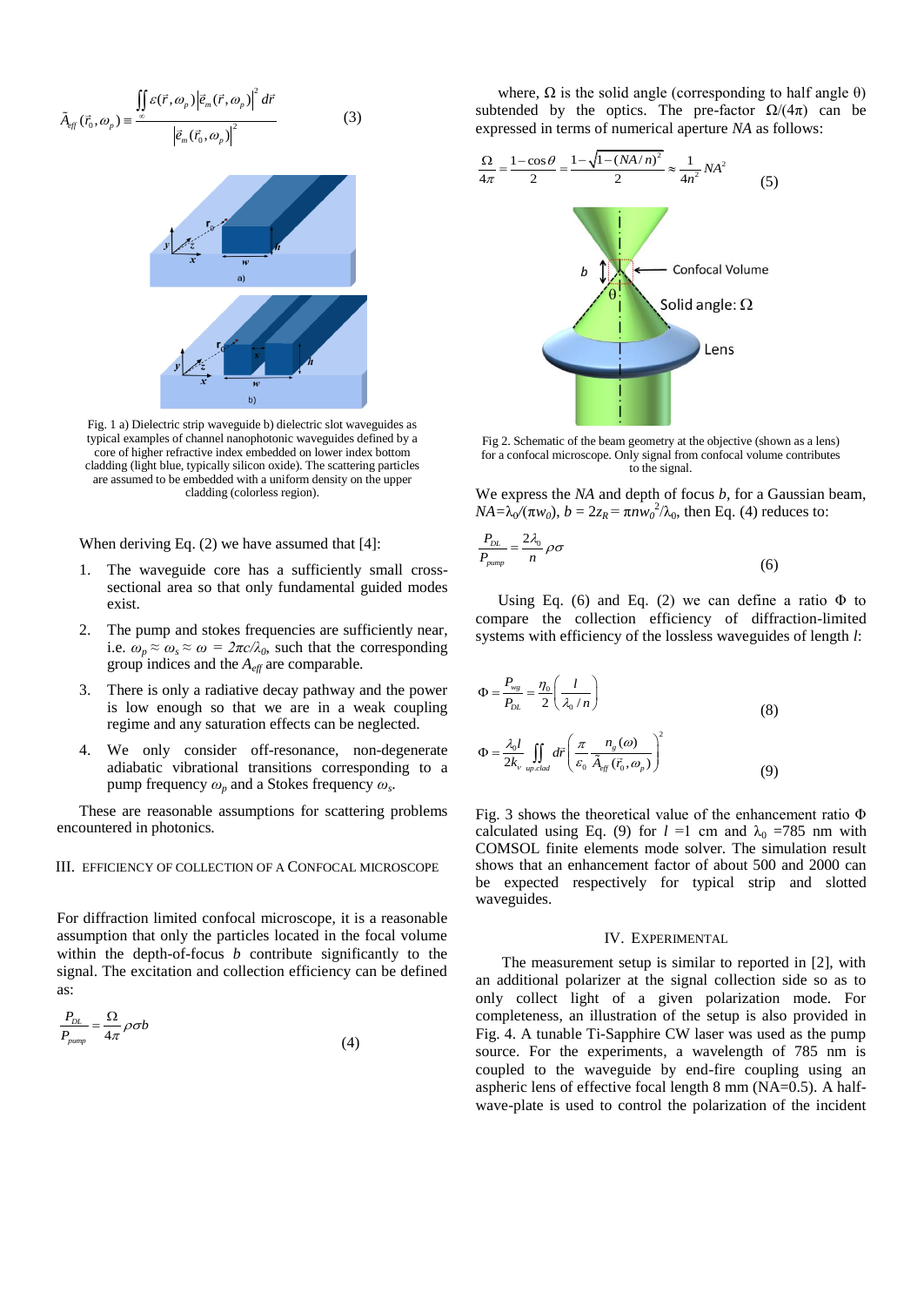$$\tilde{A}_{eff}(\vec{r}_0,\omega_p) \equiv \frac{\iint_{\infty} \varepsilon(\vec{r},\omega_p)\left|\vec{e}_m(\vec{r},\omega_p)\right|^2 d\vec{r}}{\left|\vec{e}_m(\vec{r}_0,\omega_p)\right|^2} \tag{3}$$

Fig. 1 a) Dielectric strip waveguide b) dielectric slot waveguides as typical examples of channel nanophotonic waveguides defined by a core of higher refractive index embedded on lower index bottom cladding (light blue, typically silicon oxide). The scattering particles are assumed to be embedded with a uniform density on the upper cladding (colorless region).

When deriving Eq. (2) we have assumed that [4]:

1. The waveguide core has a sufficiently small cross-sectional area so that only fundamental guided modes exist.
2. The pump and stokes frequencies are sufficiently near, i.e. $\omega_p \approx \omega_s \approx \omega = 2\pi c/\lambda_0$, such that the corresponding group indices and the $A_{eff}$ are comparable.
3. There is only a radiative decay pathway and the power is low enough so that we are in a weak coupling regime and any saturation effects can be neglected.
4. We only consider off-resonance, non-degenerate adiabatic vibrational transitions corresponding to a pump frequency $\omega_p$ and a Stokes frequency $\omega_s$.

These are reasonable assumptions for scattering problems encountered in photonics.

## III. Efficiency of Collection of a Confocal Microscope

For diffraction limited confocal microscope, it is a reasonable assumption that only the particles located in the focal volume within the depth-of-focus $b$ contribute significantly to the signal. The excitation and collection efficiency can be defined as:

$$\frac{P_{DL}}{P_{pump}} = \frac{\Omega}{4\pi}\rho\sigma b \tag{4}$$

where, $\Omega$ is the solid angle (corresponding to half angle $\theta$) subtended by the optics. The pre-factor $\Omega/(4\pi)$ can be expressed in terms of numerical aperture $NA$ as follows:

$$\frac{\Omega}{4\pi} = \frac{1-\cos\theta}{2} = \frac{1-\sqrt{1-(NA/n)^2}}{2} \approx \frac{1}{4n^2}NA^2 \tag{5}$$

Fig 2. Schematic of the beam geometry at the objective (shown as a lens) for a confocal microscope. Only signal from confocal volume contributes to the signal.

We express the $NA$ and depth of focus $b$, for a Gaussian beam, $NA=\lambda_0/(\pi w_0)$, $b = 2z_R = \pi n w_0^2/\lambda_0$, then Eq. (4) reduces to:

$$\frac{P_{DL}}{P_{pump}} = \frac{2\lambda_0}{n}\rho\sigma \tag{6}$$

Using Eq. (6) and Eq. (2) we can define a ratio $\Phi$ to compare the collection efficiency of diffraction-limited systems with efficiency of the lossless waveguides of length $l$:

$$\Phi = \frac{P_{wg}}{P_{DL}} = \frac{\eta_0}{2}\left(\frac{l}{\lambda_0/n}\right) \tag{8}$$

$$\Phi = \frac{\lambda_0 l}{2k_\nu}\iint_{up.clad} d\vec{r}\left(\frac{\pi}{\varepsilon_0}\frac{n_g(\omega)}{\tilde{A}_{eff}(\vec{r}_0,\omega_p)}\right)^2 \tag{9}$$

Fig. 3 shows the theoretical value of the enhancement ratio $\Phi$ calculated using Eq. (9) for $l$ =1 cm and $\lambda_0$ =785 nm with COMSOL finite elements mode solver. The simulation result shows that an enhancement factor of about 500 and 2000 can be expected respectively for typical strip and slotted waveguides.

## IV. Experimental

The measurement setup is similar to reported in [2], with an additional polarizer at the signal collection side so as to only collect light of a given polarization mode. For completeness, an illustration of the setup is also provided in Fig. 4. A tunable Ti-Sapphire CW laser was used as the pump source. For the experiments, a wavelength of 785 nm is coupled to the waveguide by end-fire coupling using an aspheric lens of effective focal length 8 mm (NA=0.5). A half-wave-plate is used to control the polarization of the incident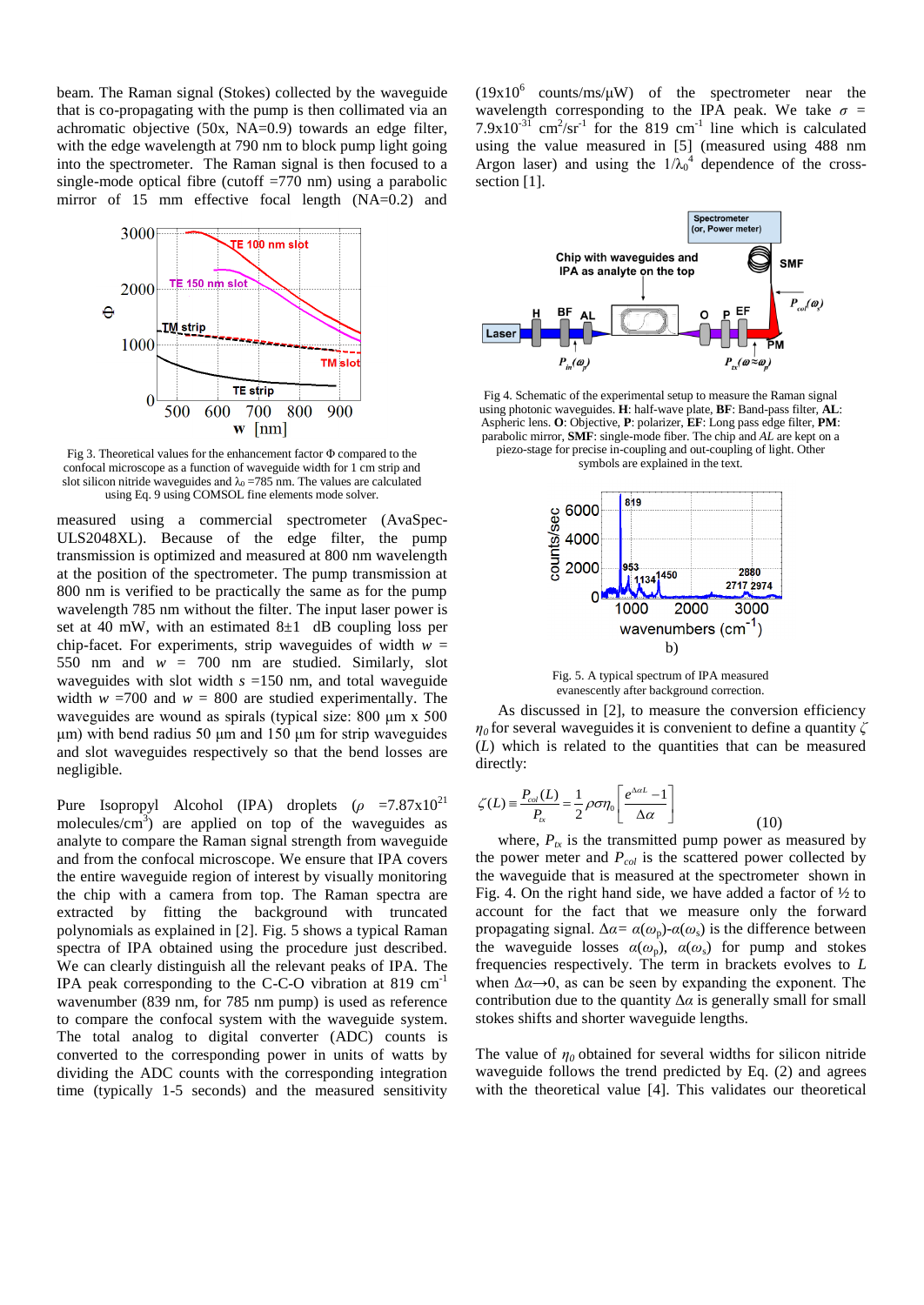beam. The Raman signal (Stokes) collected by the waveguide that is co-propagating with the pump is then collimated via an achromatic objective (50x, NA=0.9) towards an edge filter, with the edge wavelength at 790 nm to block pump light going into the spectrometer. The Raman signal is then focused to a single-mode optical fibre (cutoff =770 nm) using a parabolic mirror of 15 mm effective focal length (NA=0.2) and measured using a commercial spectrometer (AvaSpec-ULS2048XL). Because of the edge filter, the pump transmission is optimized and measured at 800 nm wavelength at the position of the spectrometer. The pump transmission at 800 nm is verified to be practically the same as for the pump wavelength 785 nm without the filter. The input laser power is set at 40 mW, with an estimated 8±1 dB coupling loss per chip-facet. For experiments, strip waveguides of width $w$ = 550 nm and $w$ = 700 nm are studied. Similarly, slot waveguides with slot width $s$ =150 nm, and total waveguide width $w$ =700 and $w$ = 800 are studied experimentally. The waveguides are wound as spirals (typical size: 800 µm x 500 µm) with bend radius 50 µm and 150 µm for strip waveguides and slot waveguides respectively so that the bend losses are negligible.

Fig 3. Theoretical values for the enhancement factor Φ compared to the confocal microscope as a function of waveguide width for 1 cm strip and slot silicon nitride waveguides and $\lambda_0$ =785 nm. The values are calculated using Eq. 9 using COMSOL fine elements mode solver.

Pure Isopropyl Alcohol (IPA) droplets ($\rho$ =7.87x10$^{21}$ molecules/cm$^3$) are applied on top of the waveguides as analyte to compare the Raman signal strength from waveguide and from the confocal microscope. We ensure that IPA covers the entire waveguide region of interest by visually monitoring the chip with a camera from top. The Raman spectra are extracted by fitting the background with truncated polynomials as explained in [2]. Fig. 5 shows a typical Raman spectra of IPA obtained using the procedure just described. We can clearly distinguish all the relevant peaks of IPA. The IPA peak corresponding to the C-C-O vibration at 819 cm$^{-1}$ wavenumber (839 nm, for 785 nm pump) is used as reference to compare the confocal system with the waveguide system. The total analog to digital converter (ADC) counts is converted to the corresponding power in units of watts by dividing the ADC counts with the corresponding integration time (typically 1-5 seconds) and the measured sensitivity (19x10$^6$ counts/ms/µW) of the spectrometer near the wavelength corresponding to the IPA peak. We take $\sigma$ = 7.9x10$^{-31}$ cm$^2$/sr$^{-1}$ for the 819 cm$^{-1}$ line which is calculated using the value measured in [5] (measured using 488 nm Argon laser) and using the $1/\lambda_0^4$ dependence of the cross-section [1].

Fig 4. Schematic of the experimental setup to measure the Raman signal using photonic waveguides. **H**: half-wave plate, **BF**: Band-pass filter, **AL**: Aspheric lens. **O**: Objective, **P**: polarizer, **EF**: Long pass edge filter, **PM**: parabolic mirror, **SMF**: single-mode fiber. The chip and *AL* are kept on a piezo-stage for precise in-coupling and out-coupling of light. Other symbols are explained in the text.

Fig. 5. A typical spectrum of IPA measured evanescently after background correction.

As discussed in [2], to measure the conversion efficiency $\eta_0$ for several waveguides it is convenient to define a quantity $\zeta(L)$ which is related to the quantities that can be measured directly:

$$\zeta(L) \equiv \frac{P_{col}(L)}{P_{tx}} = \frac{1}{2}\rho\sigma\eta_0\left[\frac{e^{\Delta\alpha L}-1}{\Delta\alpha}\right] \qquad (10)$$

where, $P_{tx}$ is the transmitted pump power as measured by the power meter and $P_{col}$ is the scattered power collected by the waveguide that is measured at the spectrometer shown in Fig. 4. On the right hand side, we have added a factor of ½ to account for the fact that we measure only the forward propagating signal. $\Delta\alpha = \alpha(\omega_p)-\alpha(\omega_s)$ is the difference between the waveguide losses $\alpha(\omega_p)$, $\alpha(\omega_s)$ for pump and stokes frequencies respectively. The term in brackets evolves to $L$ when $\Delta\alpha \rightarrow 0$, as can be seen by expanding the exponent. The contribution due to the quantity $\Delta\alpha$ is generally small for small stokes shifts and shorter waveguide lengths.

The value of $\eta_0$ obtained for several widths for silicon nitride waveguide follows the trend predicted by Eq. (2) and agrees with the theoretical value [4]. This validates our theoretical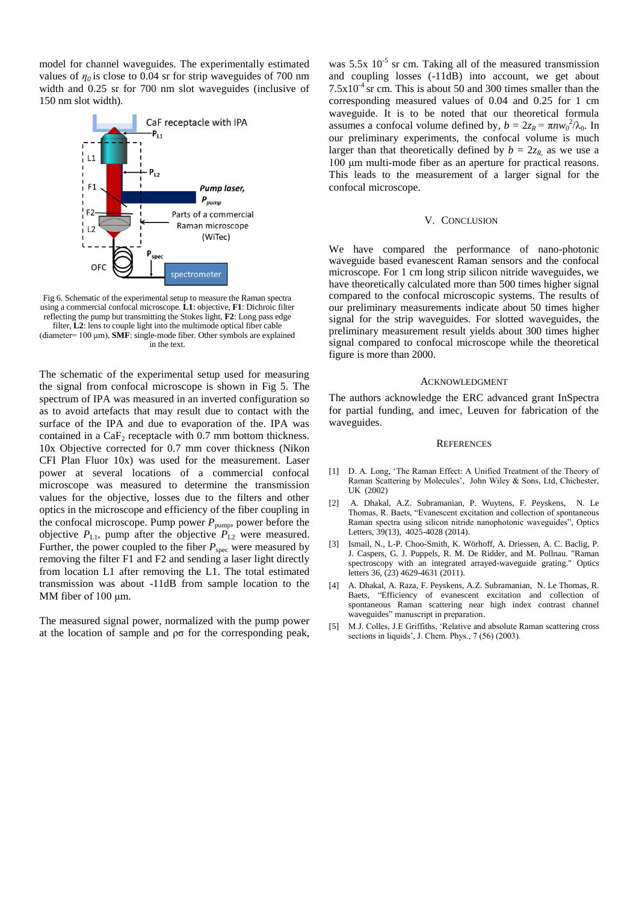model for channel waveguides. The experimentally estimated values of $\eta_0$ is close to 0.04 sr for strip waveguides of 700 nm width and 0.25 sr for 700 nm slot waveguides (inclusive of 150 nm slot width).

CaF receptacle with IPA
$P_{L1}$
L1
$P_{L2}$
F1
Pump laser, $P_{pump}$
F2
L2
Parts of a commercial Raman microscope (WiTec)
$P_{spec}$
OFC
spectrometer

Fig 6. Schematic of the experimental setup to measure the Raman spectra using a commercial confocal microscope. **L1**: objective, **F1**: Dichroic filter reflecting the pump but transmitting the Stokes light, **F2**: Long pass edge filter, **L2**: lens to couple light into the multimode optical fiber cable (diameter= 100 µm), **SMF**: single-mode fiber. Other symbols are explained in the text.

The schematic of the experimental setup used for measuring the signal from confocal microscope is shown in Fig 5. The spectrum of IPA was measured in an inverted configuration so as to avoid artefacts that may result due to contact with the surface of the IPA and due to evaporation of the. IPA was contained in a $CaF_2$ receptacle with 0.7 mm bottom thickness. 10x Objective corrected for 0.7 mm cover thickness (Nikon CFI Plan Fluor 10x) was used for the measurement. Laser power at several locations of a commercial confocal microscope was measured to determine the transmission values for the objective, losses due to the filters and other optics in the microscope and efficiency of the fiber coupling in the confocal microscope. Pump power $P_{pump}$, power before the objective $P_{L1}$, pump after the objective $P_{L2}$ were measured. Further, the power coupled to the fiber $P_{spec}$ were measured by removing the filter F1 and F2 and sending a laser light directly from location L1 after removing the L1. The total estimated transmission was about -11dB from sample location to the MM fiber of 100 µm.

The measured signal power, normalized with the pump power at the location of sample and $\rho\sigma$ for the corresponding peak, was $5.5\text{x}\ 10^{-5}$ sr cm. Taking all of the measured transmission and coupling losses (-11dB) into account, we get about $7.5\text{x}10^{-4}$ sr cm. This is about 50 and 300 times smaller than the corresponding measured values of 0.04 and 0.25 for 1 cm waveguide. It is to be noted that our theoretical formula assumes a confocal volume defined by, $b = 2z_R = \pi n w_0^2/\lambda_0$. In our preliminary experiments, the confocal volume is much larger than that theoretically defined by $b = 2z_R$, as we use a 100 µm multi-mode fiber as an aperture for practical reasons. This leads to the measurement of a larger signal for the confocal microscope.

## V. Conclusion

We have compared the performance of nano-photonic waveguide based evanescent Raman sensors and the confocal microscope. For 1 cm long strip silicon nitride waveguides, we have theoretically calculated more than 500 times higher signal compared to the confocal microscopic systems. The results of our preliminary experiments indicate about 50 times higher signal for the strip waveguides. For slotted waveguides, the preliminary measurement result yields about 300 times higher signal compared to confocal microscope while the theoretical figure is more than 2000.

## Acknowledgment

The authors acknowledge the ERC advanced grant InSpectra for partial funding, and imec, Leuven for fabrication of the waveguides.

## References

[1] D. A. Long, 'The Raman Effect: A Unified Treatment of the Theory of Raman Scattering by Molecules', John Wiley & Sons, Ltd, Chichester, UK (2002)

[2] A. Dhakal, A.Z. Subramanian, P. Wuytens, F. Peyskens, N. Le Thomas, R. Baets, "Evanescent excitation and collection of spontaneous Raman spectra using silicon nitride nanophotonic waveguides", Optics Letters, 39(13), 4025-4028 (2014).

[3] Ismail, N., L-P. Choo-Smith, K. Wörhoff, A. Driessen, A. C. Baclig, P. J. Caspers, G. J. Puppels, R. M. De Ridder, and M. Pollnau. "Raman spectroscopy with an integrated arrayed-waveguide grating." Optics letters 36, (23) 4629-4631 (2011).

[4] A. Dhakal, A. Raza, F. Peyskens, A.Z. Subramanian, N. Le Thomas, R. Baets, "Efficiency of evanescent excitation and collection of spontaneous Raman scattering near high index contrast channel waveguides" manuscript in preparation.

[5] M.J. Colles, J.E Griffiths, 'Relative and absolute Raman scattering cross sections in liquids', J. Chem. Phys., 7 (56) (2003).